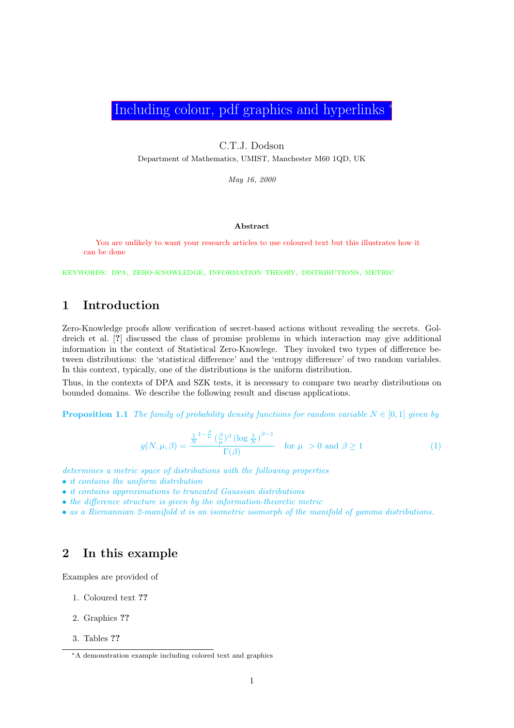# Including colour, pdf graphics and hyperlinks *

C.T.J. Dodson

Department of Mathematics, UMIST, Manchester M60 1QD, UK

*May 16, 2000*

**Abstract**

You are unlikely to want your research articles to use coloured text but this illustrates how it can be done

KEYWORDS: DPA, ZERO-KNOWLEDGE, INFORMATION THEORY, DISTRIBUTIONS, METRIC

## 1 Introduction

Zero-Knowledge proofs allow verification of secret-based actions without revealing the secrets. Goldreich et al. [?] discussed the class of promise problems in which interaction may give additional information in the context of Statistical Zero-Knowlege. They invoked two types of difference between distributions: the 'statistical difference' and the 'entropy difference' of two random variables. In this context, typically, one of the distributions is the uniform distribution.

Thus, in the contexts of DPA and SZK tests, it is necessary to compare two nearby distributions on bounded domains. We describe the following result and discuss applications.

**Proposition 1.1** *The family of probability density functions for random variable $N \in [0, 1]$ given by*

$$g(N, \mu, \beta) = \frac{\frac{1}{N}^{1-\frac{\beta}{\mu}} \, (\frac{\beta}{\mu})^{\beta} \, (\log \frac{1}{N})^{\beta - 1}}{\Gamma(\beta)} \quad \text{for } \mu \ > 0 \text{ and } \beta \geq 1 \tag{1}$$

*determines a metric space of distributions with the following properties*
- *it contains the uniform distribution*
- *it contains approximations to truncated Gaussian distributions*
- *the difference structure is given by the information-theoretic metric*
- *as a Riemannian 2-manifold it is an isometric isomorph of the manifold of gamma distributions.*

## 2 In this example

Examples are provided of

1. Coloured text ??
2. Graphics ??
3. Tables ??

*A demonstration example including colored text and graphics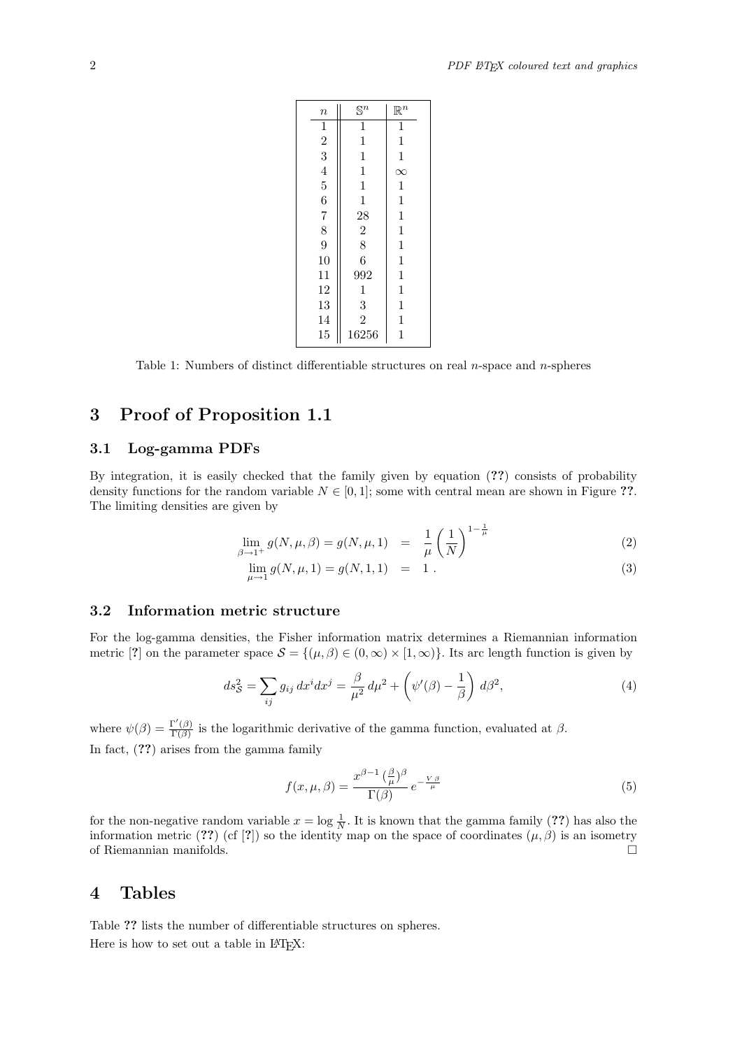| $n$ | $\mathbb{S}^n$ | $\mathbb{R}^n$ |
|---|---|---|
| 1 | 1 | 1 |
| 2 | 1 | 1 |
| 3 | 1 | 1 |
| 4 | 1 | $\infty$ |
| 5 | 1 | 1 |
| 6 | 1 | 1 |
| 7 | 28 | 1 |
| 8 | 2 | 1 |
| 9 | 8 | 1 |
| 10 | 6 | 1 |
| 11 | 992 | 1 |
| 12 | 1 | 1 |
| 13 | 3 | 1 |
| 14 | 2 | 1 |
| 15 | 16256 | 1 |

Table 1: Numbers of distinct differentiable structures on real $n$-space and $n$-spheres

# 3 Proof of Proposition 1.1

## 3.1 Log-gamma PDFs

By integration, it is easily checked that the family given by equation (**??**) consists of probability density functions for the random variable $N \in [0, 1]$; some with central mean are shown in Figure **??**. The limiting densities are given by

$$\lim_{\beta \to 1^+} g(N, \mu, \beta) = g(N, \mu, 1) = \frac{1}{\mu} \left( \frac{1}{N} \right)^{1 - \frac{1}{\mu}} \tag{2}$$

$$\lim_{\mu \to 1} g(N, \mu, 1) = g(N, 1, 1) = 1 \; . \tag{3}$$

## 3.2 Information metric structure

For the log-gamma densities, the Fisher information matrix determines a Riemannian information metric [?] on the parameter space $\mathcal{S} = \{(\mu, \beta) \in (0, \infty) \times [1, \infty)\}$. Its arc length function is given by

$$ds^2_{\mathcal{S}} = \sum_{ij} g_{ij} \, dx^i dx^j = \frac{\beta}{\mu^2} \, d\mu^2 + \left( \psi'(\beta) - \frac{1}{\beta} \right) \, d\beta^2, \tag{4}$$

where $\psi(\beta) = \frac{\Gamma'(\beta)}{\Gamma(\beta)}$ is the logarithmic derivative of the gamma function, evaluated at $\beta$.

In fact, (**??**) arises from the gamma family

$$f(x, \mu, \beta) = \frac{x^{\beta - 1} \, (\frac{\beta}{\mu})^{\beta}}{\Gamma(\beta)} \, e^{-\frac{V \, \beta}{\mu}} \tag{5}$$

for the non-negative random variable $x = \log \frac{1}{N}$. It is known that the gamma family (**??**) has also the information metric (**??**) (cf [?]) so the identity map on the space of coordinates $(\mu, \beta)$ is an isometry of Riemannian manifolds. □

# 4 Tables

Table **??** lists the number of differentiable structures on spheres.

Here is how to set out a table in LaTeX: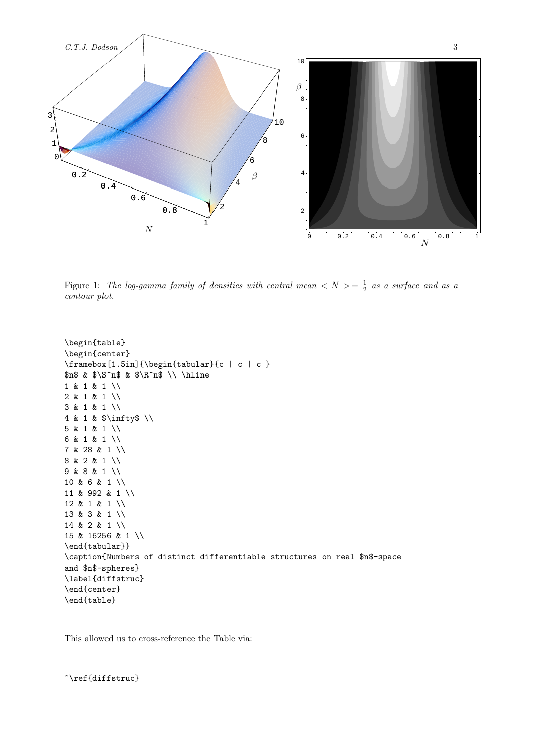Figure 1: *The log-gamma family of densities with central mean $< N >= \frac{1}{2}$ as a surface and as a contour plot.*

```
\begin{table}
\begin{center}
\framebox[1.5in]{\begin{tabular}{c | c | c }
$n$ & $\S^n$ & $\R^n$ \\ \hline
1 & 1 & 1 \\
2 & 1 & 1 \\
3 & 1 & 1 \\
4 & 1 & $\infty$ \\
5 & 1 & 1 \\
6 & 1 & 1 \\
7 & 28 & 1 \\
8 & 2 & 1 \\
9 & 8 & 1 \\
10 & 6 & 1 \\
11 & 992 & 1 \\
12 & 1 & 1 \\
13 & 3 & 1 \\
14 & 2 & 1 \\
15 & 16256 & 1 \\
\end{tabular}}
\caption{Numbers of distinct differentiable structures on real $n$-space
and $n$-spheres}
\label{diffstruc}
\end{center}
\end{table}
```

This allowed us to cross-reference the Table via:

```
~\ref{diffstruc}
```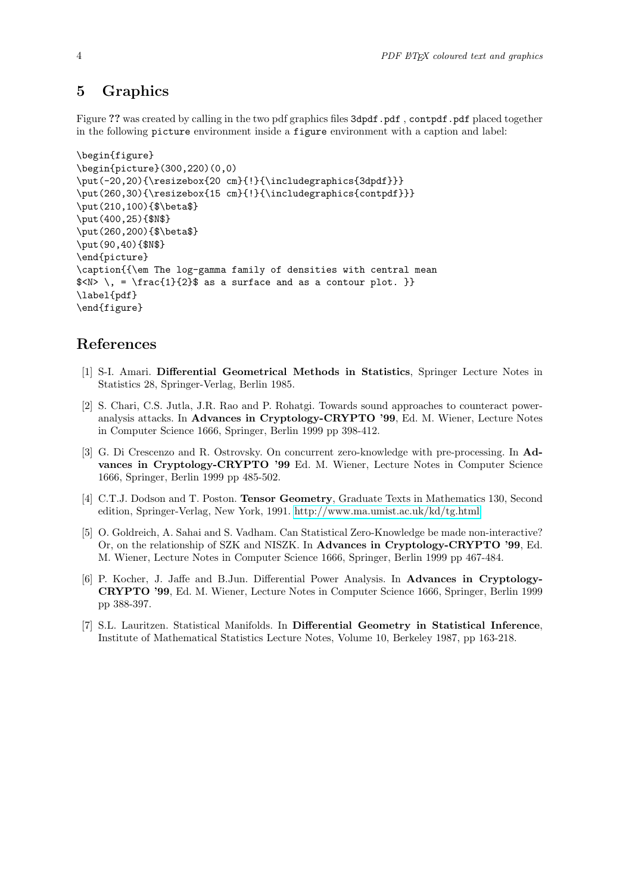## 5 Graphics

Figure **??** was created by calling in the two pdf graphics files `3dpdf.pdf` , `contpdf.pdf` placed together in the following `picture` environment inside a `figure` environment with a caption and label:

```
\begin{figure}
\begin{picture}(300,220)(0,0)
\put(-20,20){\resizebox{20 cm}{!}{\includegraphics{3dpdf}}}
\put(260,30){\resizebox{15 cm}{!}{\includegraphics{contpdf}}}
\put(210,100){$\beta$}
\put(400,25){$N$}
\put(260,200){$\beta$}
\put(90,40){$N$}
\end{picture}
\caption{{\em The log-gamma family of densities with central mean
$<N> \, = \frac{1}{2}$ as a surface and as a contour plot. }}
\label{pdf}
\end{figure}
```

## References

[1] S-I. Amari. **Differential Geometrical Methods in Statistics**, Springer Lecture Notes in Statistics 28, Springer-Verlag, Berlin 1985.

[2] S. Chari, C.S. Jutla, J.R. Rao and P. Rohatgi. Towards sound approaches to counteract power-analysis attacks. In **Advances in Cryptology-CRYPTO '99**, Ed. M. Wiener, Lecture Notes in Computer Science 1666, Springer, Berlin 1999 pp 398-412.

[3] G. Di Crescenzo and R. Ostrovsky. On concurrent zero-knowledge with pre-processing. In **Advances in Cryptology-CRYPTO '99** Ed. M. Wiener, Lecture Notes in Computer Science 1666, Springer, Berlin 1999 pp 485-502.

[4] C.T.J. Dodson and T. Poston. **Tensor Geometry**, Graduate Texts in Mathematics 130, Second edition, Springer-Verlag, New York, 1991. http://www.ma.umist.ac.uk/kd/tg.html

[5] O. Goldreich, A. Sahai and S. Vadham. Can Statistical Zero-Knowledge be made non-interactive? Or, on the relationship of SZK and NISZK. In **Advances in Cryptology-CRYPTO '99**, Ed. M. Wiener, Lecture Notes in Computer Science 1666, Springer, Berlin 1999 pp 467-484.

[6] P. Kocher, J. Jaffe and B.Jun. Differential Power Analysis. In **Advances in Cryptology-CRYPTO '99**, Ed. M. Wiener, Lecture Notes in Computer Science 1666, Springer, Berlin 1999 pp 388-397.

[7] S.L. Lauritzen. Statistical Manifolds. In **Differential Geometry in Statistical Inference**, Institute of Mathematical Statistics Lecture Notes, Volume 10, Berkeley 1987, pp 163-218.